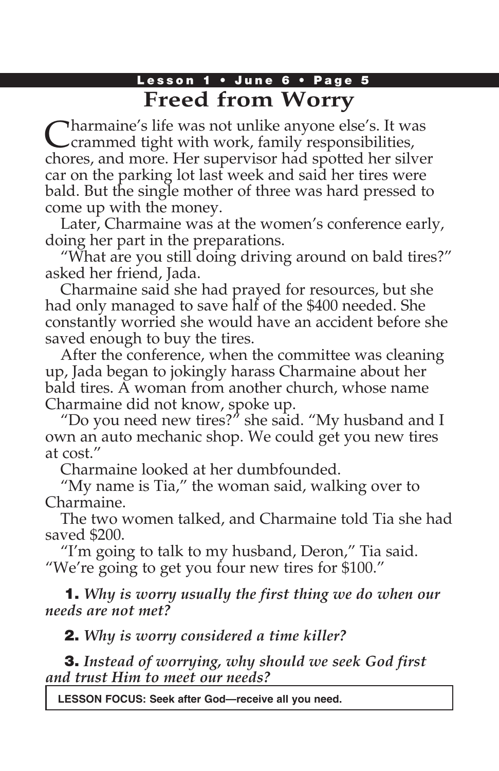# Freed from Worry

Charmaine's life was not unlike anyone else's. It was crammed tight with work, family responsibilities, chores, and more. Her supervisor had spotted her silver car on the parking lot last week and said her tires were bald. But the single mother of three was hard pressed to come up with the money.

Later, Charmaine was at the women's conference early, doing her part in the preparations.

"What are you still doing driving around on bald tires?" asked her friend, Jada.

Charmaine said she had prayed for resources, but she had only managed to save half of the $400 needed. She constantly worried she would have an accident before she saved enough to buy the tires.

After the conference, when the committee was cleaning up, Jada began to jokingly harass Charmaine about her bald tires. A woman from another church, whose name Charmaine did not know, spoke up.

"Do you need new tires?" she said. "My husband and I own an auto mechanic shop. We could get you new tires at cost."

Charmaine looked at her dumbfounded.

"My name is Tia," the woman said, walking over to Charmaine.

The two women talked, and Charmaine told Tia she had saved $200.

"I'm going to talk to my husband, Deron," Tia said. "We're going to get you four new tires for $100."

**1.** *Why is worry usually the first thing we do when our needs are not met?*

**2.** *Why is worry considered a time killer?*

**3.** *Instead of worrying, why should we seek God first and trust Him to meet our needs?*

**LESSON FOCUS: Seek after God—receive all you need.**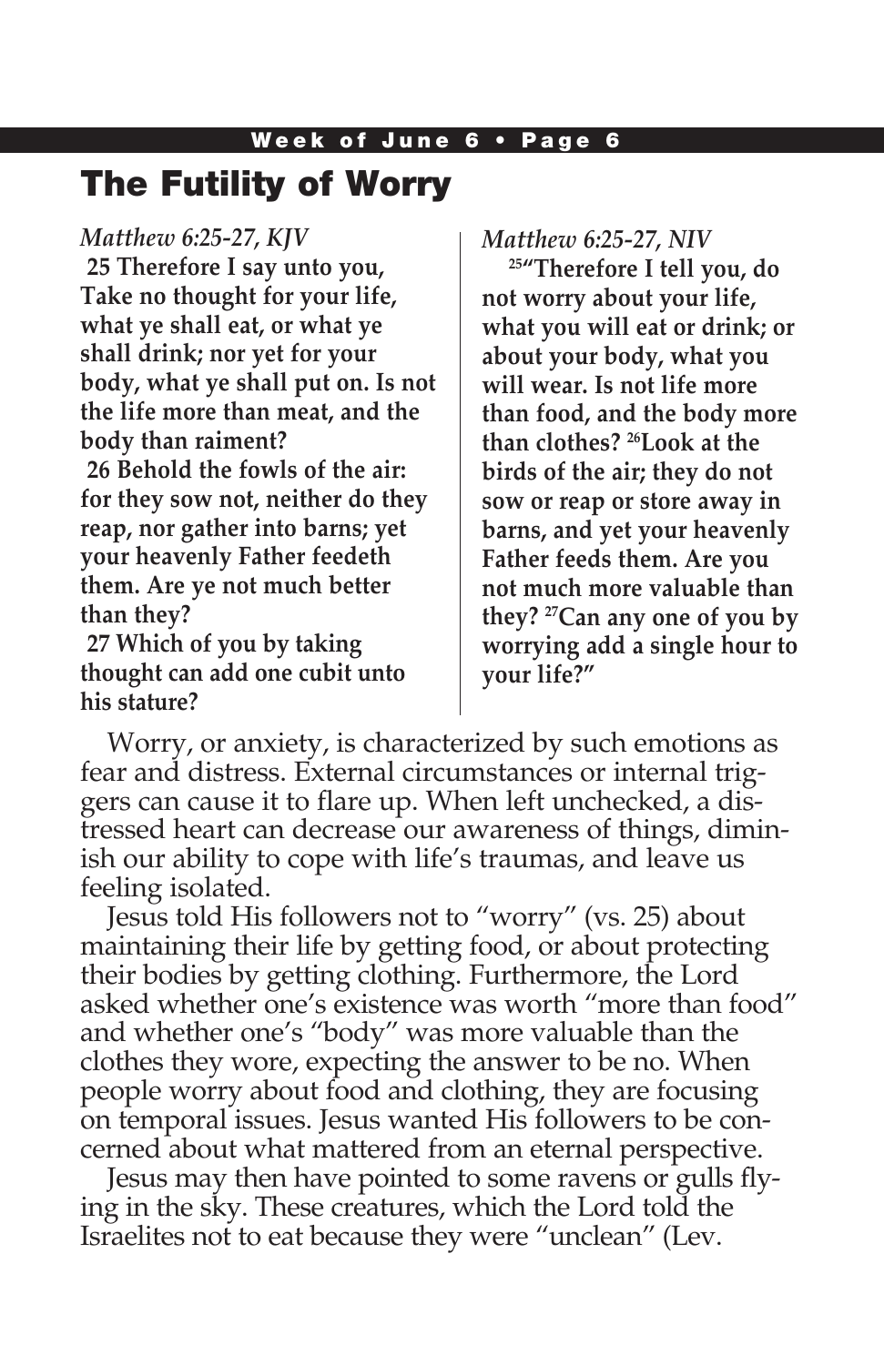# The Futility of Worry

*Matthew 6:25-27, KJV*

**25 Therefore I say unto you, Take no thought for your life, what ye shall eat, or what ye shall drink; nor yet for your body, what ye shall put on. Is not the life more than meat, and the body than raiment?**

**26 Behold the fowls of the air: for they sow not, neither do they reap, nor gather into barns; yet your heavenly Father feedeth them. Are ye not much better than they?**

**27 Which of you by taking thought can add one cubit unto his stature?**

*Matthew 6:25-27, NIV*

**25"Therefore I tell you, do not worry about your life, what you will eat or drink; or about your body, what you will wear. Is not life more than food, and the body more than clothes? 26Look at the birds of the air; they do not sow or reap or store away in barns, and yet your heavenly Father feeds them. Are you not much more valuable than they? 27Can any one of you by worrying add a single hour to your life?"**

Worry, or anxiety, is characterized by such emotions as fear and distress. External circumstances or internal triggers can cause it to flare up. When left unchecked, a distressed heart can decrease our awareness of things, diminish our ability to cope with life's traumas, and leave us feeling isolated.

Jesus told His followers not to "worry" (vs. 25) about maintaining their life by getting food, or about protecting their bodies by getting clothing. Furthermore, the Lord asked whether one's existence was worth "more than food" and whether one's "body" was more valuable than the clothes they wore, expecting the answer to be no. When people worry about food and clothing, they are focusing on temporal issues. Jesus wanted His followers to be concerned about what mattered from an eternal perspective.

Jesus may then have pointed to some ravens or gulls flying in the sky. These creatures, which the Lord told the Israelites not to eat because they were "unclean" (Lev.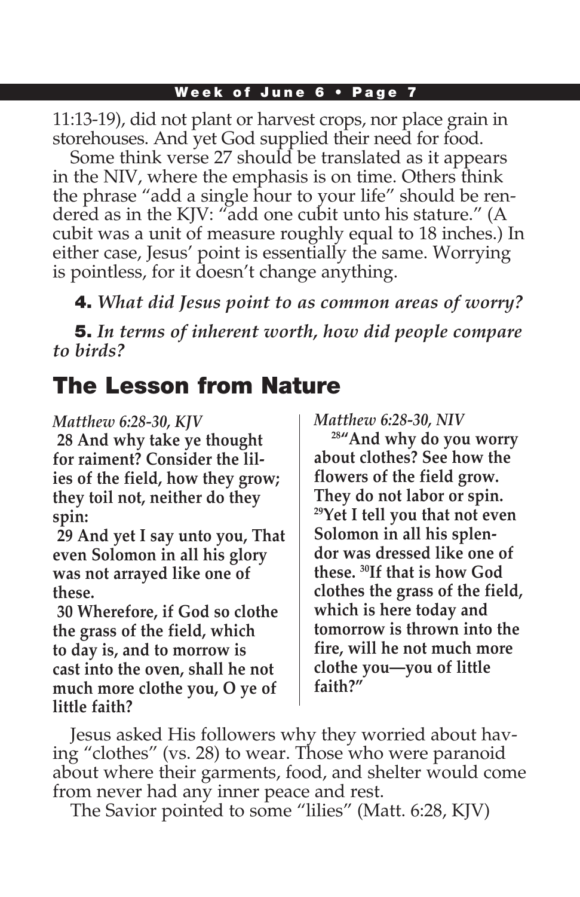11:13-19), did not plant or harvest crops, nor place grain in storehouses. And yet God supplied their need for food.

Some think verse 27 should be translated as it appears in the NIV, where the emphasis is on time. Others think the phrase "add a single hour to your life" should be rendered as in the KJV: "add one cubit unto his stature." (A cubit was a unit of measure roughly equal to 18 inches.) In either case, Jesus' point is essentially the same. Worrying is pointless, for it doesn't change anything.

**4.** ***What did Jesus point to as common areas of worry?***

**5.** ***In terms of inherent worth, how did people compare to birds?***

## The Lesson from Nature

*Matthew 6:28-30, KJV*

**28 And why take ye thought for raiment? Consider the lilies of the field, how they grow; they toil not, neither do they spin:**

**29 And yet I say unto you, That even Solomon in all his glory was not arrayed like one of these.**

**30 Wherefore, if God so clothe the grass of the field, which to day is, and to morrow is cast into the oven, shall he not much more clothe you, O ye of little faith?**

*Matthew 6:28-30, NIV*

**[28]"And why do you worry about clothes? See how the flowers of the field grow. They do not labor or spin. [29]Yet I tell you that not even Solomon in all his splendor was dressed like one of these. [30]If that is how God clothes the grass of the field, which is here today and tomorrow is thrown into the fire, will he not much more clothe you—you of little faith?"**

Jesus asked His followers why they worried about having "clothes" (vs. 28) to wear. Those who were paranoid about where their garments, food, and shelter would come from never had any inner peace and rest.

The Savior pointed to some "lilies" (Matt. 6:28, KJV)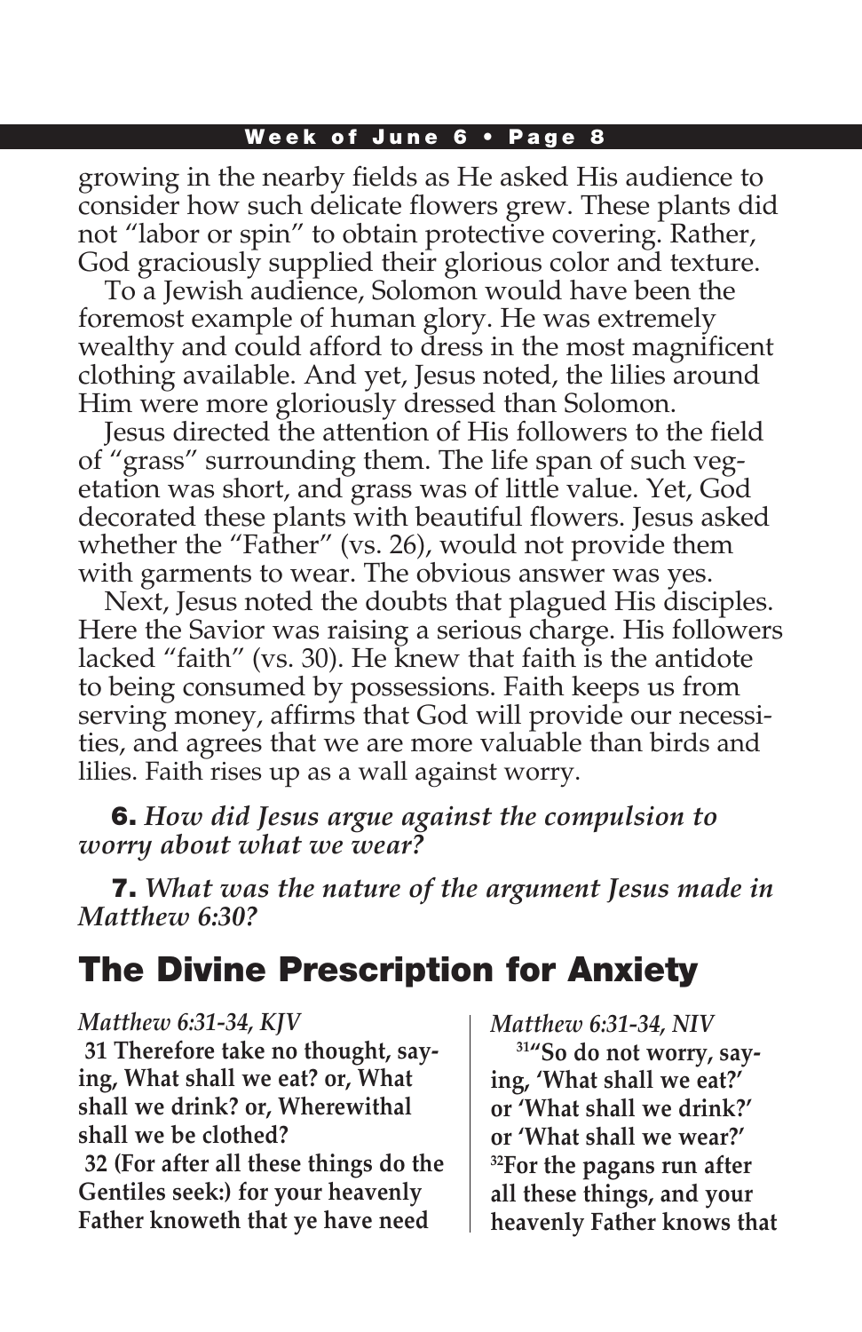growing in the nearby fields as He asked His audience to consider how such delicate flowers grew. These plants did not "labor or spin" to obtain protective covering. Rather, God graciously supplied their glorious color and texture.

To a Jewish audience, Solomon would have been the foremost example of human glory. He was extremely wealthy and could afford to dress in the most magnificent clothing available. And yet, Jesus noted, the lilies around Him were more gloriously dressed than Solomon.

Jesus directed the attention of His followers to the field of "grass" surrounding them. The life span of such vegetation was short, and grass was of little value. Yet, God decorated these plants with beautiful flowers. Jesus asked whether the "Father" (vs. 26), would not provide them with garments to wear. The obvious answer was yes.

Next, Jesus noted the doubts that plagued His disciples. Here the Savior was raising a serious charge. His followers lacked "faith" (vs. 30). He knew that faith is the antidote to being consumed by possessions. Faith keeps us from serving money, affirms that God will provide our necessities, and agrees that we are more valuable than birds and lilies. Faith rises up as a wall against worry.

**6.** ***How did Jesus argue against the compulsion to worry about what we wear?***

**7.** ***What was the nature of the argument Jesus made in Matthew 6:30?***

## The Divine Prescription for Anxiety

*Matthew 6:31-34, KJV*

**31 Therefore take no thought, saying, What shall we eat? or, What shall we drink? or, Wherewithal shall we be clothed?**

**32 (For after all these things do the Gentiles seek:) for your heavenly Father knoweth that ye have need**

*Matthew 6:31-34, NIV*

**31"So do not worry, saying, 'What shall we eat?' or 'What shall we drink?' or 'What shall we wear?' 32For the pagans run after all these things, and your heavenly Father knows that**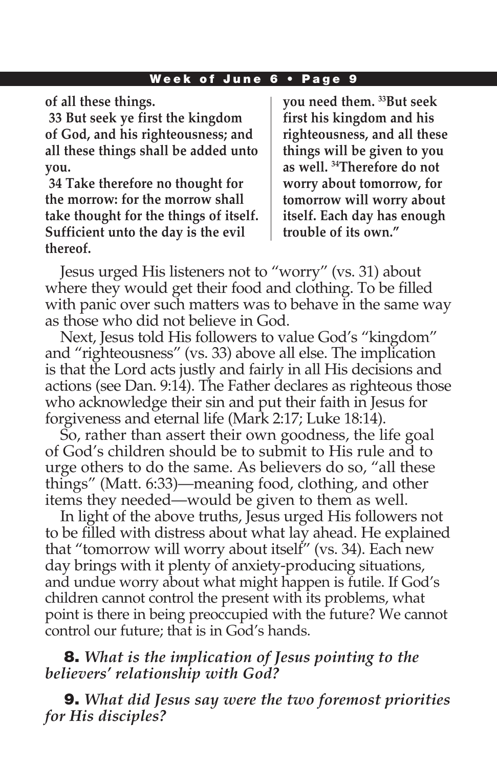**of all these things.**

**33 But seek ye first the kingdom of God, and his righteousness; and all these things shall be added unto you.**

**34 Take therefore no thought for the morrow: for the morrow shall take thought for the things of itself. Sufficient unto the day is the evil thereof.**

**you need them. [33]But seek first his kingdom and his righteousness, and all these things will be given to you as well. [34]Therefore do not worry about tomorrow, for tomorrow will worry about itself. Each day has enough trouble of its own."**

Jesus urged His listeners not to "worry" (vs. 31) about where they would get their food and clothing. To be filled with panic over such matters was to behave in the same way as those who did not believe in God.

Next, Jesus told His followers to value God's "kingdom" and "righteousness" (vs. 33) above all else. The implication is that the Lord acts justly and fairly in all His decisions and actions (see Dan. 9:14). The Father declares as righteous those who acknowledge their sin and put their faith in Jesus for forgiveness and eternal life (Mark 2:17; Luke 18:14).

So, rather than assert their own goodness, the life goal of God's children should be to submit to His rule and to urge others to do the same. As believers do so, "all these things" (Matt. 6:33)—meaning food, clothing, and other items they needed—would be given to them as well.

In light of the above truths, Jesus urged His followers not to be filled with distress about what lay ahead. He explained that "tomorrow will worry about itself" (vs. 34). Each new day brings with it plenty of anxiety-producing situations, and undue worry about what might happen is futile. If God's children cannot control the present with its problems, what point is there in being preoccupied with the future? We cannot control our future; that is in God's hands.

**8.** *What is the implication of Jesus pointing to the believers' relationship with God?*

**9.** *What did Jesus say were the two foremost priorities for His disciples?*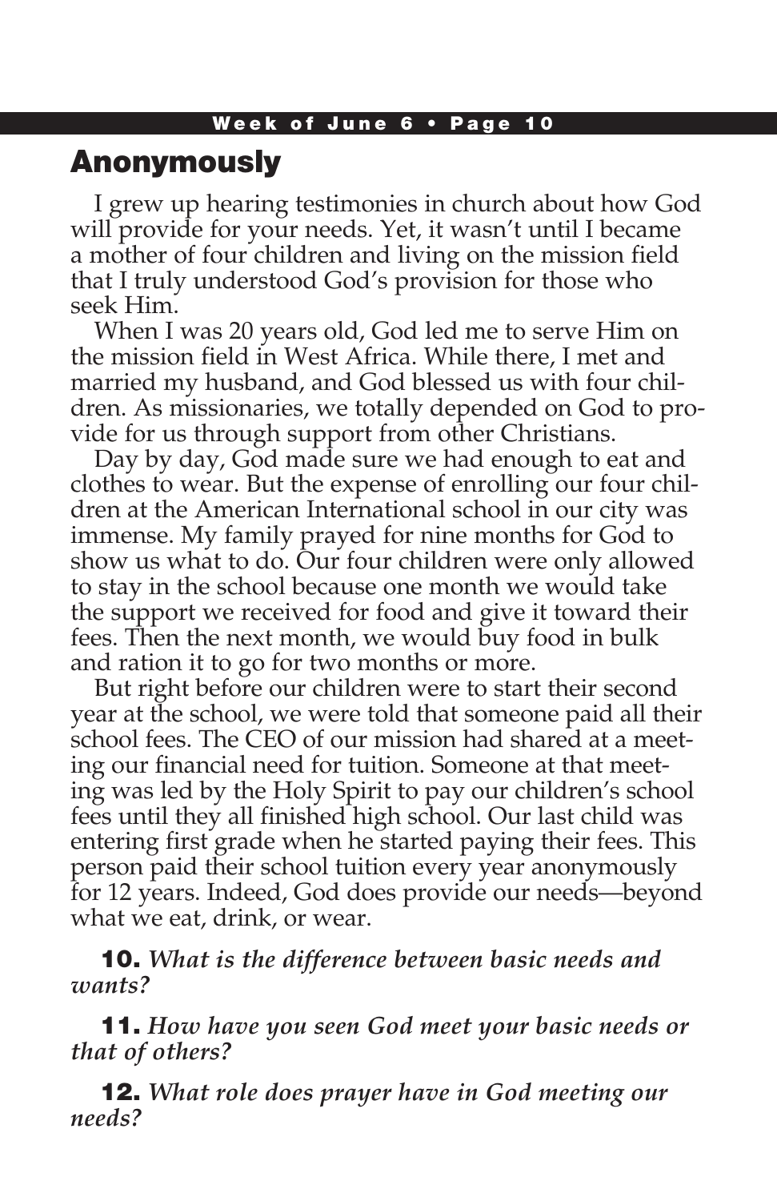## Anonymously

I grew up hearing testimonies in church about how God will provide for your needs. Yet, it wasn't until I became a mother of four children and living on the mission field that I truly understood God's provision for those who seek Him.

When I was 20 years old, God led me to serve Him on the mission field in West Africa. While there, I met and married my husband, and God blessed us with four children. As missionaries, we totally depended on God to provide for us through support from other Christians.

Day by day, God made sure we had enough to eat and clothes to wear. But the expense of enrolling our four children at the American International school in our city was immense. My family prayed for nine months for God to show us what to do. Our four children were only allowed to stay in the school because one month we would take the support we received for food and give it toward their fees. Then the next month, we would buy food in bulk and ration it to go for two months or more.

But right before our children were to start their second year at the school, we were told that someone paid all their school fees. The CEO of our mission had shared at a meeting our financial need for tuition. Someone at that meeting was led by the Holy Spirit to pay our children's school fees until they all finished high school. Our last child was entering first grade when he started paying their fees. This person paid their school tuition every year anonymously for 12 years. Indeed, God does provide our needs—beyond what we eat, drink, or wear.

**10.** *What is the difference between basic needs and wants?*

**11.** *How have you seen God meet your basic needs or that of others?*

**12.** *What role does prayer have in God meeting our needs?*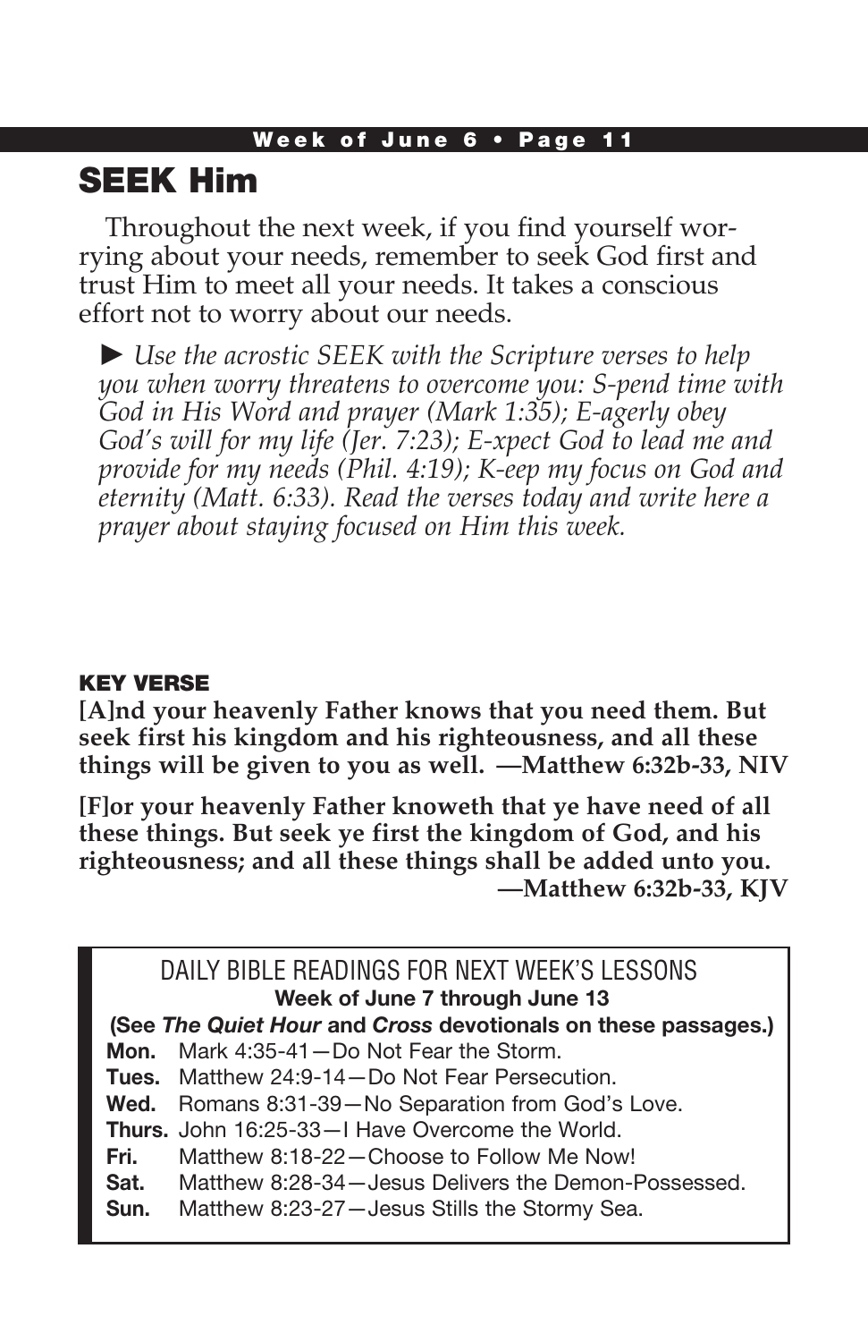## SEEK Him

Throughout the next week, if you find yourself worrying about your needs, remember to seek God first and trust Him to meet all your needs. It takes a conscious effort not to worry about our needs.

► *Use the acrostic SEEK with the Scripture verses to help you when worry threatens to overcome you: S-pend time with God in His Word and prayer (Mark 1:35); E-agerly obey God's will for my life (Jer. 7:23); E-xpect God to lead me and provide for my needs (Phil. 4:19); K-eep my focus on God and eternity (Matt. 6:33). Read the verses today and write here a prayer about staying focused on Him this week.*

### KEY VERSE

**[A]nd your heavenly Father knows that you need them. But seek first his kingdom and his righteousness, and all these things will be given to you as well. —Matthew 6:32b-33, NIV**

**[F]or your heavenly Father knoweth that ye have need of all these things. But seek ye first the kingdom of God, and his righteousness; and all these things shall be added unto you. —Matthew 6:32b-33, KJV**

### DAILY BIBLE READINGS FOR NEXT WEEK'S LESSONS

**Week of June 7 through June 13**

**(See *The Quiet Hour* and *Cross* devotionals on these passages.)**

**Mon.** Mark 4:35-41—Do Not Fear the Storm.
**Tues.** Matthew 24:9-14—Do Not Fear Persecution.
**Wed.** Romans 8:31-39—No Separation from God's Love.
**Thurs.** John 16:25-33—I Have Overcome the World.
**Fri.** Matthew 8:18-22—Choose to Follow Me Now!
**Sat.** Matthew 8:28-34—Jesus Delivers the Demon-Possessed.
**Sun.** Matthew 8:23-27—Jesus Stills the Stormy Sea.